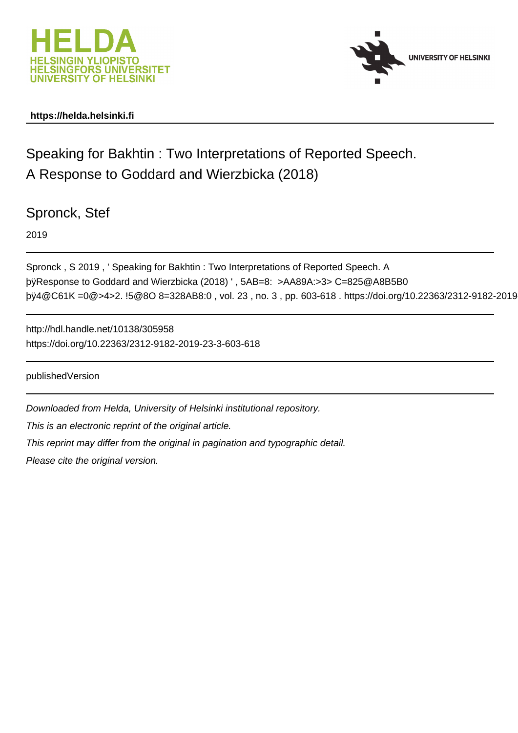HELDA
HELSINGIN YLIOPISTO
HELSINGFORS UNIVERSITET
UNIVERSITY OF HELSINKI

UNIVERSITY OF HELSINKI

**https://helda.helsinki.fi**

# Speaking for Bakhtin : Two Interpretations of Reported Speech. A Response to Goddard and Wierzbicka (2018)

## Spronck, Stef

2019

Spronck , S 2019 , ' Speaking for Bakhtin : Two Interpretations of Reported Speech. A þÿResponse to Goddard and Wierzbicka (2018) ' , 5AB=8: >AA89A:>3> C=825@A8B5B0 þÿ4@C61K =0@>4>2. !5@8O 8=328AB8:0 , vol. 23 , no. 3 , pp. 603-618 . https://doi.org/10.22363/2312-9182-2019

http://hdl.handle.net/10138/305958
https://doi.org/10.22363/2312-9182-2019-23-3-603-618

publishedVersion

*Downloaded from Helda, University of Helsinki institutional repository.*

*This is an electronic reprint of the original article.*

*This reprint may differ from the original in pagination and typographic detail.*

*Please cite the original version.*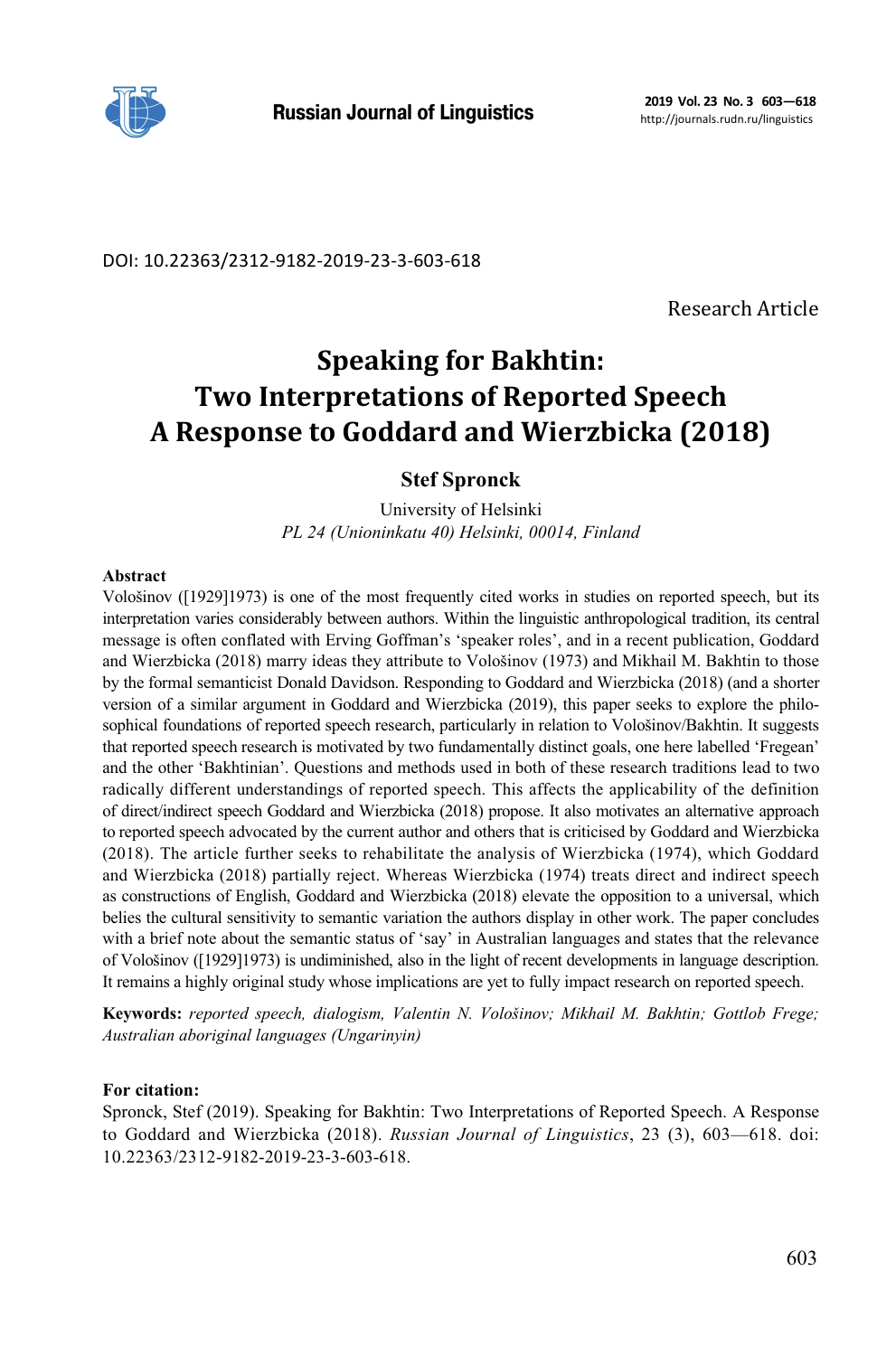DOI: 10.22363/2312-9182-2019-23-3-603-618

Research Article

# Speaking for Bakhtin: Two Interpretations of Reported Speech A Response to Goddard and Wierzbicka (2018)

**Stef Spronck**

University of Helsinki
*PL 24 (Unioninkatu 40) Helsinki, 00014, Finland*

**Abstract**

Vološinov ([1929]1973) is one of the most frequently cited works in studies on reported speech, but its interpretation varies considerably between authors. Within the linguistic anthropological tradition, its central message is often conflated with Erving Goffman's 'speaker roles', and in a recent publication, Goddard and Wierzbicka (2018) marry ideas they attribute to Vološinov (1973) and Mikhail M. Bakhtin to those by the formal semanticist Donald Davidson. Responding to Goddard and Wierzbicka (2018) (and a shorter version of a similar argument in Goddard and Wierzbicka (2019), this paper seeks to explore the philosophical foundations of reported speech research, particularly in relation to Vološinov/Bakhtin. It suggests that reported speech research is motivated by two fundamentally distinct goals, one here labelled 'Fregean' and the other 'Bakhtinian'. Questions and methods used in both of these research traditions lead to two radically different understandings of reported speech. This affects the applicability of the definition of direct/indirect speech Goddard and Wierzbicka (2018) propose. It also motivates an alternative approach to reported speech advocated by the current author and others that is criticised by Goddard and Wierzbicka (2018). The article further seeks to rehabilitate the analysis of Wierzbicka (1974), which Goddard and Wierzbicka (2018) partially reject. Whereas Wierzbicka (1974) treats direct and indirect speech as constructions of English, Goddard and Wierzbicka (2018) elevate the opposition to a universal, which belies the cultural sensitivity to semantic variation the authors display in other work. The paper concludes with a brief note about the semantic status of 'say' in Australian languages and states that the relevance of Vološinov ([1929]1973) is undiminished, also in the light of recent developments in language description. It remains a highly original study whose implications are yet to fully impact research on reported speech.

**Keywords:** *reported speech, dialogism, Valentin N. Vološinov; Mikhail M. Bakhtin; Gottlob Frege; Australian aboriginal languages (Ungarinyin)*

**For citation:**

Spronck, Stef (2019). Speaking for Bakhtin: Two Interpretations of Reported Speech. A Response to Goddard and Wierzbicka (2018). *Russian Journal of Linguistics*, 23 (3), 603—618. doi: 10.22363/2312-9182-2019-23-3-603-618.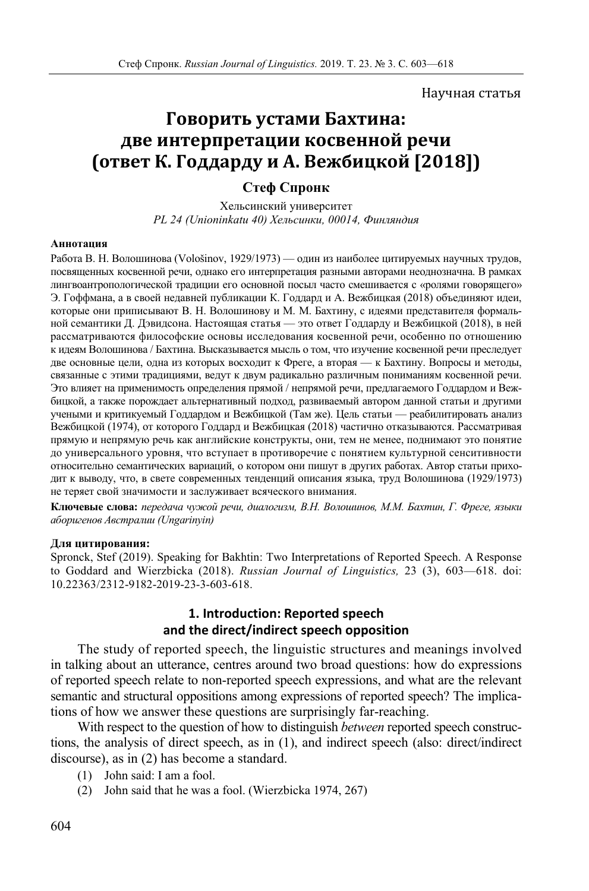Научная статья

# Говорить устами Бахтина: две интерпретации косвенной речи (ответ К. Годдарду и А. Вежбицкой [2018])

**Стеф Спронк**

Хельсинский университет
*PL 24 (Unioninkatu 40) Хельсинки, 00014, Финляндия*

**Аннотация**

Работа В. Н. Волошинова (Vološinov, 1929/1973) — один из наиболее цитируемых научных трудов, посвященных косвенной речи, однако его интерпретация разными авторами неоднозначна. В рамках лингвоантропологической традиции его основной посыл часто смешивается с «ролями говорящего» Э. Гоффмана, а в своей недавней публикации К. Годдард и А. Вежбицкая (2018) объединяют идеи, которые они приписывают В. Н. Волошинову и М. М. Бахтину, с идеями представителя формальной семантики Д. Дэвидсона. Настоящая статья — это ответ Годдарду и Вежбицкой (2018), в ней рассматриваются философские основы исследования косвенной речи, особенно по отношению к идеям Волошинова / Бахтина. Высказывается мысль о том, что изучение косвенной речи преследует две основные цели, одна из которых восходит к Фреге, а вторая — к Бахтину. Вопросы и методы, связанные с этими традициями, ведут к двум радикально различным пониманиям косвенной речи. Это влияет на применимость определения прямой / непрямой речи, предлагаемого Годдардом и Вежбицкой, а также порождает альтернативный подход, развиваемый автором данной статьи и другими учеными и критикуемый Годдардом и Вежбицкой (Там же). Цель статьи — реабилитировать анализ Вежбицкой (1974), от которого Годдард и Вежбицкая (2018) частично отказываются. Рассматривая прямую и непрямую речь как английские конструкты, они, тем не менее, поднимают это понятие до универсального уровня, что вступает в противоречие с понятием культурной сенситивности относительно семантических вариаций, о котором они пишут в других работах. Автор статьи приходит к выводу, что, в свете современных тенденций описания языка, труд Волошинова (1929/1973) не теряет своей значимости и заслуживает всяческого внимания.

**Ключевые слова:** *передача чужой речи, диалогизм, В.Н. Волошинов, М.М. Бахтин, Г. Фреге, языки аборигенов Австралии (Ungarinyin)*

**Для цитирования:**

Spronck, Stef (2019). Speaking for Bakhtin: Two Interpretations of Reported Speech. A Response to Goddard and Wierzbicka (2018). *Russian Journal of Linguistics,* 23 (3), 603—618. doi: 10.22363/2312-9182-2019-23-3-603-618.

## 1. Introduction: Reported speech and the direct/indirect speech opposition

The study of reported speech, the linguistic structures and meanings involved in talking about an utterance, centres around two broad questions: how do expressions of reported speech relate to non-reported speech expressions, and what are the relevant semantic and structural oppositions among expressions of reported speech? The implications of how we answer these questions are surprisingly far-reaching.

With respect to the question of how to distinguish *between* reported speech constructions, the analysis of direct speech, as in (1), and indirect speech (also: direct/indirect discourse), as in (2) has become a standard.

(1) John said: I am a fool.
(2) John said that he was a fool. (Wierzbicka 1974, 267)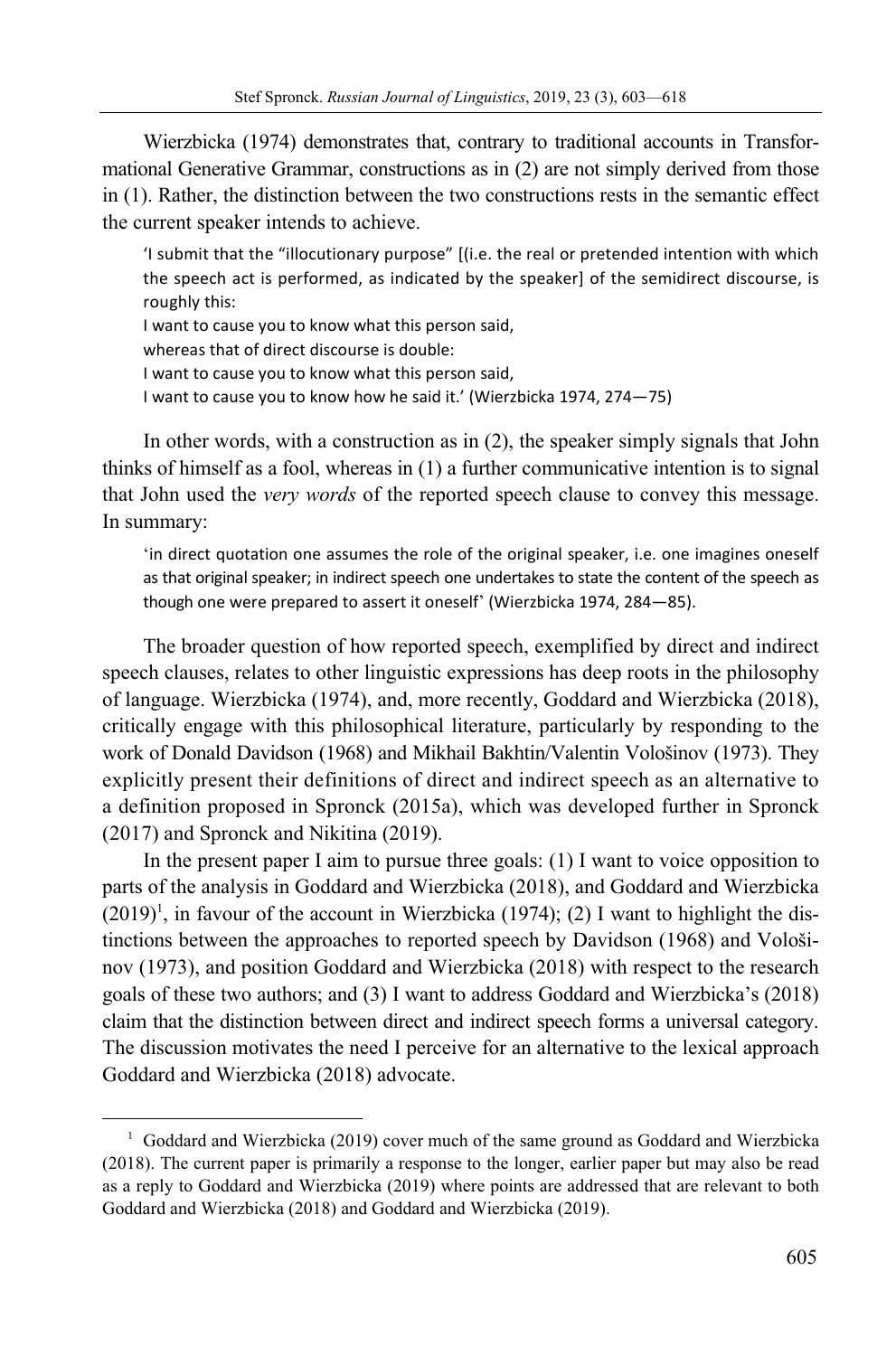Wierzbicka (1974) demonstrates that, contrary to traditional accounts in Transformational Generative Grammar, constructions as in (2) are not simply derived from those in (1). Rather, the distinction between the two constructions rests in the semantic effect the current speaker intends to achieve.

> 'I submit that the "illocutionary purpose" [(i.e. the real or pretended intention with which the speech act is performed, as indicated by the speaker] of the semidirect discourse, is roughly this:
> I want to cause you to know what this person said,
> whereas that of direct discourse is double:
> I want to cause you to know what this person said,
> I want to cause you to know how he said it.' (Wierzbicka 1974, 274—75)

In other words, with a construction as in (2), the speaker simply signals that John thinks of himself as a fool, whereas in (1) a further communicative intention is to signal that John used the *very words* of the reported speech clause to convey this message. In summary:

> 'in direct quotation one assumes the role of the original speaker, i.e. one imagines oneself as that original speaker; in indirect speech one undertakes to state the content of the speech as though one were prepared to assert it oneself' (Wierzbicka 1974, 284—85).

The broader question of how reported speech, exemplified by direct and indirect speech clauses, relates to other linguistic expressions has deep roots in the philosophy of language. Wierzbicka (1974), and, more recently, Goddard and Wierzbicka (2018), critically engage with this philosophical literature, particularly by responding to the work of Donald Davidson (1968) and Mikhail Bakhtin/Valentin Vološinov (1973). They explicitly present their definitions of direct and indirect speech as an alternative to a definition proposed in Spronck (2015a), which was developed further in Spronck (2017) and Spronck and Nikitina (2019).

In the present paper I aim to pursue three goals: (1) I want to voice opposition to parts of the analysis in Goddard and Wierzbicka (2018), and Goddard and Wierzbicka (2019)[1], in favour of the account in Wierzbicka (1974); (2) I want to highlight the distinctions between the approaches to reported speech by Davidson (1968) and Vološinov (1973), and position Goddard and Wierzbicka (2018) with respect to the research goals of these two authors; and (3) I want to address Goddard and Wierzbicka's (2018) claim that the distinction between direct and indirect speech forms a universal category. The discussion motivates the need I perceive for an alternative to the lexical approach Goddard and Wierzbicka (2018) advocate.

---

[1] Goddard and Wierzbicka (2019) cover much of the same ground as Goddard and Wierzbicka (2018). The current paper is primarily a response to the longer, earlier paper but may also be read as a reply to Goddard and Wierzbicka (2019) where points are addressed that are relevant to both Goddard and Wierzbicka (2018) and Goddard and Wierzbicka (2019).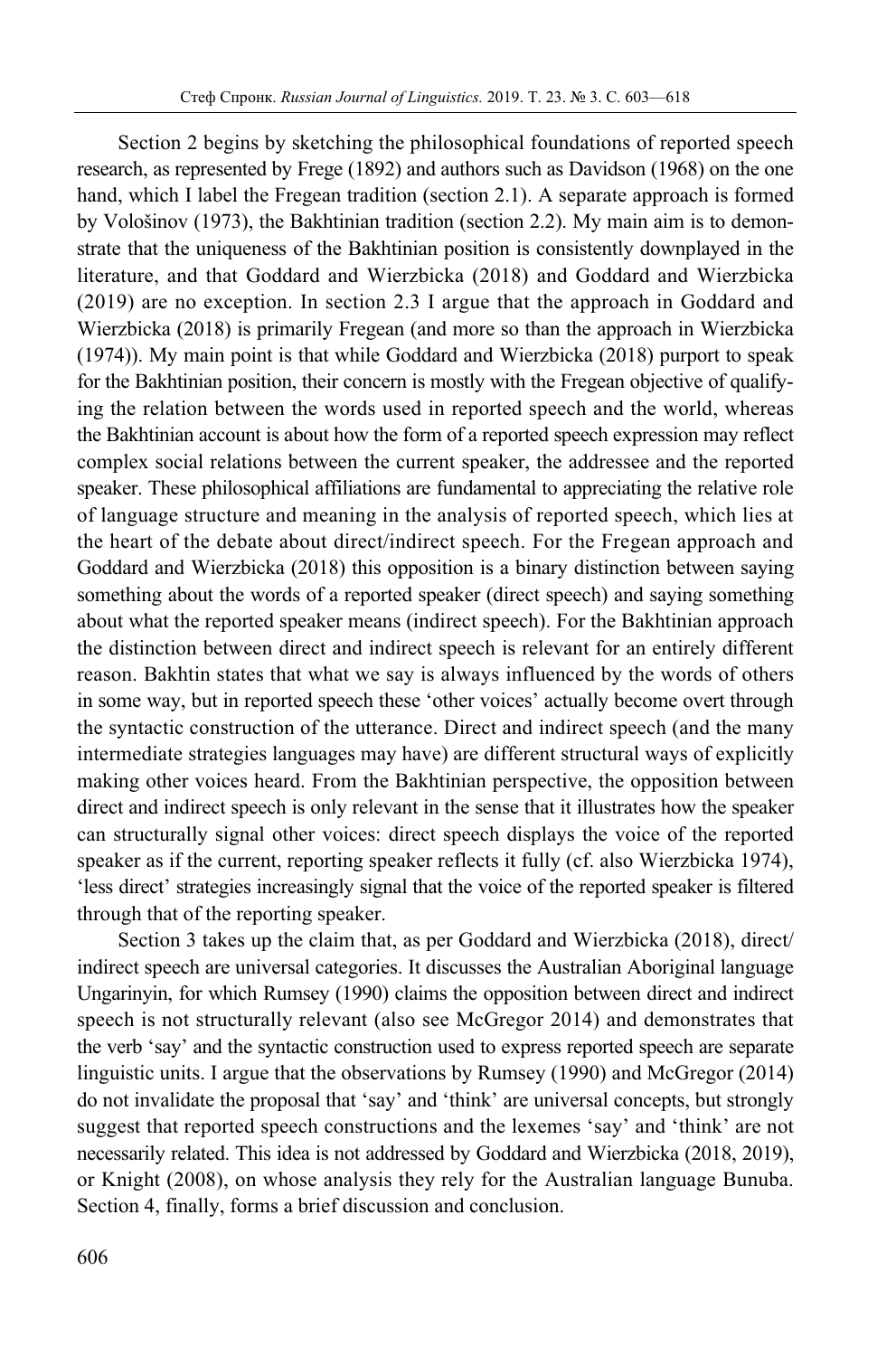Section 2 begins by sketching the philosophical foundations of reported speech research, as represented by Frege (1892) and authors such as Davidson (1968) on the one hand, which I label the Fregean tradition (section 2.1). A separate approach is formed by Vološinov (1973), the Bakhtinian tradition (section 2.2). My main aim is to demonstrate that the uniqueness of the Bakhtinian position is consistently downplayed in the literature, and that Goddard and Wierzbicka (2018) and Goddard and Wierzbicka (2019) are no exception. In section 2.3 I argue that the approach in Goddard and Wierzbicka (2018) is primarily Fregean (and more so than the approach in Wierzbicka (1974)). My main point is that while Goddard and Wierzbicka (2018) purport to speak for the Bakhtinian position, their concern is mostly with the Fregean objective of qualifying the relation between the words used in reported speech and the world, whereas the Bakhtinian account is about how the form of a reported speech expression may reflect complex social relations between the current speaker, the addressee and the reported speaker. These philosophical affiliations are fundamental to appreciating the relative role of language structure and meaning in the analysis of reported speech, which lies at the heart of the debate about direct/indirect speech. For the Fregean approach and Goddard and Wierzbicka (2018) this opposition is a binary distinction between saying something about the words of a reported speaker (direct speech) and saying something about what the reported speaker means (indirect speech). For the Bakhtinian approach the distinction between direct and indirect speech is relevant for an entirely different reason. Bakhtin states that what we say is always influenced by the words of others in some way, but in reported speech these 'other voices' actually become overt through the syntactic construction of the utterance. Direct and indirect speech (and the many intermediate strategies languages may have) are different structural ways of explicitly making other voices heard. From the Bakhtinian perspective, the opposition between direct and indirect speech is only relevant in the sense that it illustrates how the speaker can structurally signal other voices: direct speech displays the voice of the reported speaker as if the current, reporting speaker reflects it fully (cf. also Wierzbicka 1974), 'less direct' strategies increasingly signal that the voice of the reported speaker is filtered through that of the reporting speaker.

Section 3 takes up the claim that, as per Goddard and Wierzbicka (2018), direct/indirect speech are universal categories. It discusses the Australian Aboriginal language Ungarinyin, for which Rumsey (1990) claims the opposition between direct and indirect speech is not structurally relevant (also see McGregor 2014) and demonstrates that the verb 'say' and the syntactic construction used to express reported speech are separate linguistic units. I argue that the observations by Rumsey (1990) and McGregor (2014) do not invalidate the proposal that 'say' and 'think' are universal concepts, but strongly suggest that reported speech constructions and the lexemes 'say' and 'think' are not necessarily related. This idea is not addressed by Goddard and Wierzbicka (2018, 2019), or Knight (2008), on whose analysis they rely for the Australian language Bunuba. Section 4, finally, forms a brief discussion and conclusion.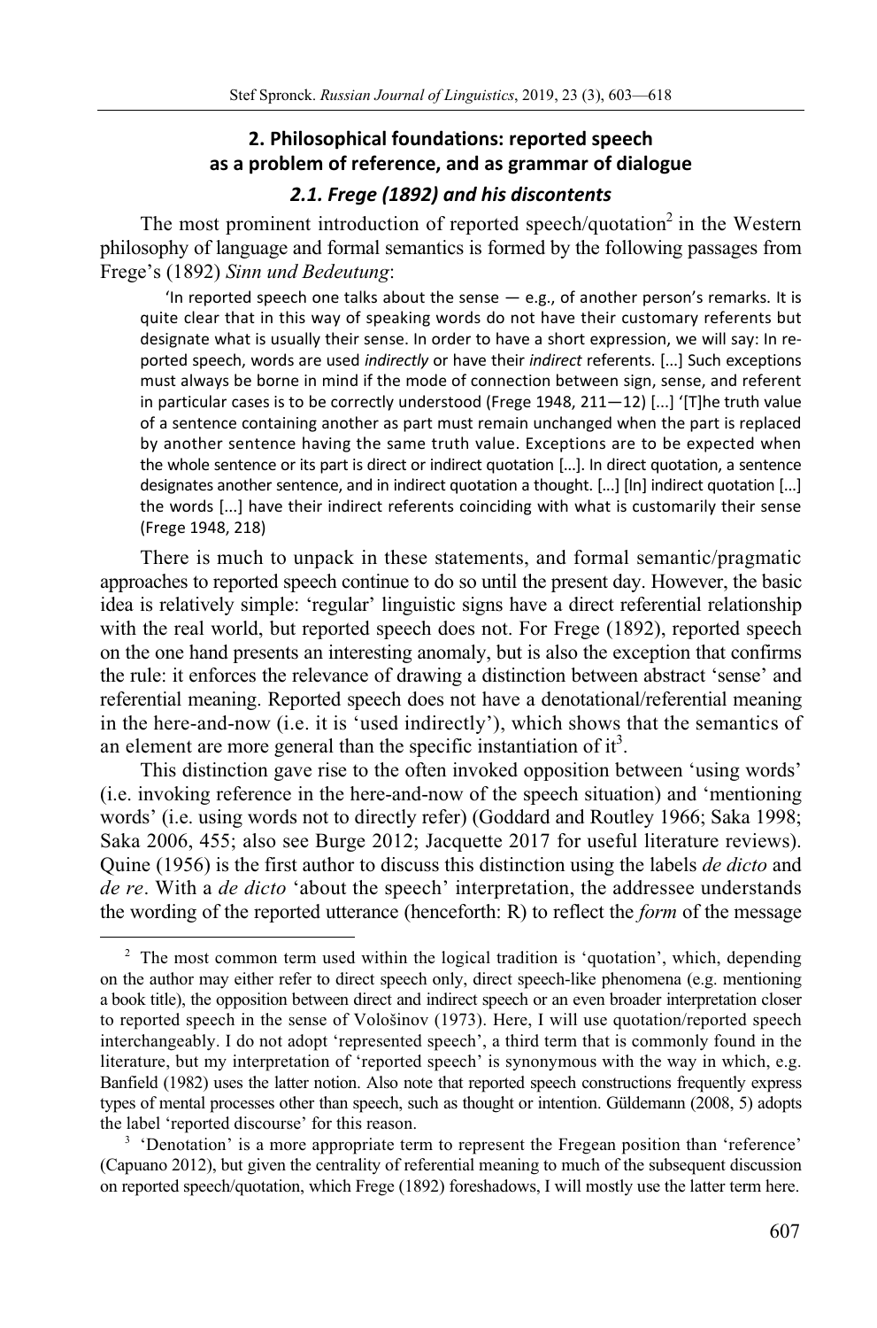## 2. Philosophical foundations: reported speech as a problem of reference, and as grammar of dialogue

### *2.1. Frege (1892) and his discontents*

The most prominent introduction of reported speech/quotation[2] in the Western philosophy of language and formal semantics is formed by the following passages from Frege's (1892) *Sinn und Bedeutung*:

> 'In reported speech one talks about the sense — e.g., of another person's remarks. It is quite clear that in this way of speaking words do not have their customary referents but designate what is usually their sense. In order to have a short expression, we will say: In reported speech, words are used *indirectly* or have their *indirect* referents. [...] Such exceptions must always be borne in mind if the mode of connection between sign, sense, and referent in particular cases is to be correctly understood (Frege 1948, 211—12) [...] '[T]he truth value of a sentence containing another as part must remain unchanged when the part is replaced by another sentence having the same truth value. Exceptions are to be expected when the whole sentence or its part is direct or indirect quotation [...]. In direct quotation, a sentence designates another sentence, and in indirect quotation a thought. [...] [In] indirect quotation [...] the words [...] have their indirect referents coinciding with what is customarily their sense (Frege 1948, 218)

There is much to unpack in these statements, and formal semantic/pragmatic approaches to reported speech continue to do so until the present day. However, the basic idea is relatively simple: 'regular' linguistic signs have a direct referential relationship with the real world, but reported speech does not. For Frege (1892), reported speech on the one hand presents an interesting anomaly, but is also the exception that confirms the rule: it enforces the relevance of drawing a distinction between abstract 'sense' and referential meaning. Reported speech does not have a denotational/referential meaning in the here-and-now (i.e. it is 'used indirectly'), which shows that the semantics of an element are more general than the specific instantiation of it[3].

This distinction gave rise to the often invoked opposition between 'using words' (i.e. invoking reference in the here-and-now of the speech situation) and 'mentioning words' (i.e. using words not to directly refer) (Goddard and Routley 1966; Saka 1998; Saka 2006, 455; also see Burge 2012; Jacquette 2017 for useful literature reviews). Quine (1956) is the first author to discuss this distinction using the labels *de dicto* and *de re*. With a *de dicto* 'about the speech' interpretation, the addressee understands the wording of the reported utterance (henceforth: R) to reflect the *form* of the message

---

[2] The most common term used within the logical tradition is 'quotation', which, depending on the author may either refer to direct speech only, direct speech-like phenomena (e.g. mentioning a book title), the opposition between direct and indirect speech or an even broader interpretation closer to reported speech in the sense of Vološinov (1973). Here, I will use quotation/reported speech interchangeably. I do not adopt 'represented speech', a third term that is commonly found in the literature, but my interpretation of 'reported speech' is synonymous with the way in which, e.g. Banfield (1982) uses the latter notion. Also note that reported speech constructions frequently express types of mental processes other than speech, such as thought or intention. Güldemann (2008, 5) adopts the label 'reported discourse' for this reason.

[3] 'Denotation' is a more appropriate term to represent the Fregean position than 'reference' (Capuano 2012), but given the centrality of referential meaning to much of the subsequent discussion on reported speech/quotation, which Frege (1892) foreshadows, I will mostly use the latter term here.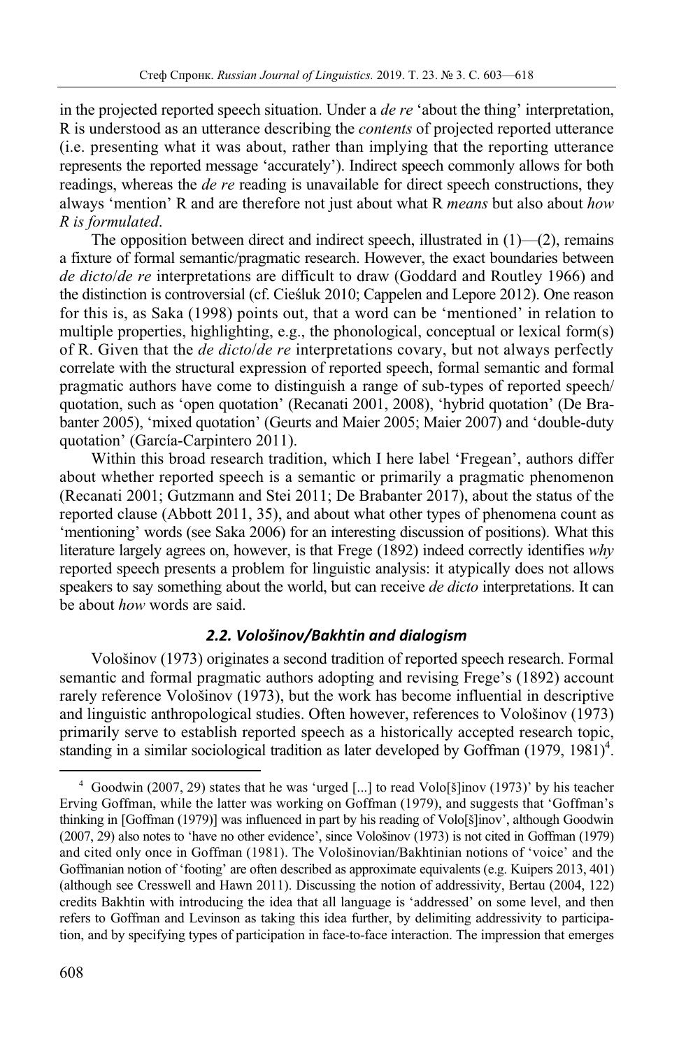in the projected reported speech situation. Under a *de re* 'about the thing' interpretation, R is understood as an utterance describing the *contents* of projected reported utterance (i.e. presenting what it was about, rather than implying that the reporting utterance represents the reported message 'accurately'). Indirect speech commonly allows for both readings, whereas the *de re* reading is unavailable for direct speech constructions, they always 'mention' R and are therefore not just about what R *means* but also about *how R is formulated*.

The opposition between direct and indirect speech, illustrated in (1)—(2), remains a fixture of formal semantic/pragmatic research. However, the exact boundaries between *de dicto*/*de re* interpretations are difficult to draw (Goddard and Routley 1966) and the distinction is controversial (cf. Cieśluk 2010; Cappelen and Lepore 2012). One reason for this is, as Saka (1998) points out, that a word can be 'mentioned' in relation to multiple properties, highlighting, e.g., the phonological, conceptual or lexical form(s) of R. Given that the *de dicto*/*de re* interpretations covary, but not always perfectly correlate with the structural expression of reported speech, formal semantic and formal pragmatic authors have come to distinguish a range of sub-types of reported speech/ quotation, such as 'open quotation' (Recanati 2001, 2008), 'hybrid quotation' (De Brabanter 2005), 'mixed quotation' (Geurts and Maier 2005; Maier 2007) and 'double-duty quotation' (García-Carpintero 2011).

Within this broad research tradition, which I here label 'Fregean', authors differ about whether reported speech is a semantic or primarily a pragmatic phenomenon (Recanati 2001; Gutzmann and Stei 2011; De Brabanter 2017), about the status of the reported clause (Abbott 2011, 35), and about what other types of phenomena count as 'mentioning' words (see Saka 2006) for an interesting discussion of positions). What this literature largely agrees on, however, is that Frege (1892) indeed correctly identifies *why* reported speech presents a problem for linguistic analysis: it atypically does not allows speakers to say something about the world, but can receive *de dicto* interpretations. It can be about *how* words are said.

### *2.2. Vološinov/Bakhtin and dialogism*

Vološinov (1973) originates a second tradition of reported speech research. Formal semantic and formal pragmatic authors adopting and revising Frege's (1892) account rarely reference Vološinov (1973), but the work has become influential in descriptive and linguistic anthropological studies. Often however, references to Vološinov (1973) primarily serve to establish reported speech as a historically accepted research topic, standing in a similar sociological tradition as later developed by Goffman (1979, 1981)[4].

---

[4] Goodwin (2007, 29) states that he was 'urged [...] to read Volo[š]inov (1973)' by his teacher Erving Goffman, while the latter was working on Goffman (1979), and suggests that 'Goffman's thinking in [Goffman (1979)] was influenced in part by his reading of Volo[š]inov', although Goodwin (2007, 29) also notes to 'have no other evidence', since Vološinov (1973) is not cited in Goffman (1979) and cited only once in Goffman (1981). The Vološinovian/Bakhtinian notions of 'voice' and the Goffmanian notion of 'footing' are often described as approximate equivalents (e.g. Kuipers 2013, 401) (although see Cresswell and Hawn 2011). Discussing the notion of addressivity, Bertau (2004, 122) credits Bakhtin with introducing the idea that all language is 'addressed' on some level, and then refers to Goffman and Levinson as taking this idea further, by delimiting addressivity to participation, and by specifying types of participation in face-to-face interaction. The impression that emerges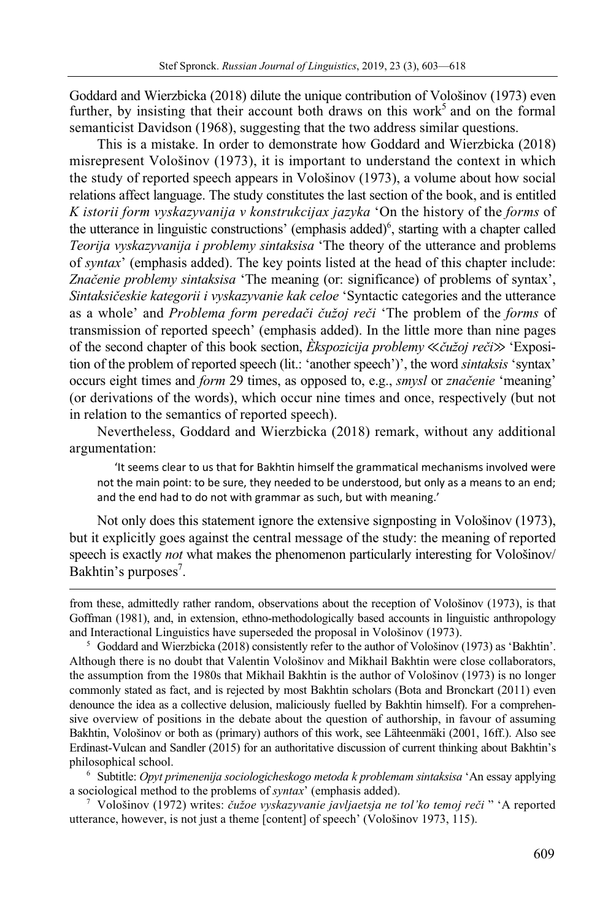Goddard and Wierzbicka (2018) dilute the unique contribution of Vološinov (1973) even further, by insisting that their account both draws on this work[5] and on the formal semanticist Davidson (1968), suggesting that the two address similar questions.

This is a mistake. In order to demonstrate how Goddard and Wierzbicka (2018) misrepresent Vološinov (1973), it is important to understand the context in which the study of reported speech appears in Vološinov (1973), a volume about how social relations affect language. The study constitutes the last section of the book, and is entitled *K istorii form vyskazyvanija v konstrukcijax jazyka* 'On the history of the *forms* of the utterance in linguistic constructions' (emphasis added)[6], starting with a chapter called *Teorija vyskazyvanija i problemy sintaksisa* 'The theory of the utterance and problems of *syntax*' (emphasis added). The key points listed at the head of this chapter include: *Značenie problemy sintaksisa* 'The meaning (or: significance) of problems of syntax', *Sintaksičeskie kategorii i vyskazyvanie kak celoe* 'Syntactic categories and the utterance as a whole' and *Problema form peredači čužoj reči* 'The problem of the *forms* of transmission of reported speech' (emphasis added). In the little more than nine pages of the second chapter of this book section, *Èkspozicija problemy ≪čužoj reči≫* 'Exposition of the problem of reported speech (lit.: 'another speech')', the word *sintaksis* 'syntax' occurs eight times and *form* 29 times, as opposed to, e.g., *smysl* or *značenie* 'meaning' (or derivations of the words), which occur nine times and once, respectively (but not in relation to the semantics of reported speech).

Nevertheless, Goddard and Wierzbicka (2018) remark, without any additional argumentation:

> 'It seems clear to us that for Bakhtin himself the grammatical mechanisms involved were not the main point: to be sure, they needed to be understood, but only as a means to an end; and the end had to do not with grammar as such, but with meaning.'

Not only does this statement ignore the extensive signposting in Vološinov (1973), but it explicitly goes against the central message of the study: the meaning of reported speech is exactly *not* what makes the phenomenon particularly interesting for Vološinov/Bakhtin's purposes[7].

---

from these, admittedly rather random, observations about the reception of Vološinov (1973), is that Goffman (1981), and, in extension, ethno-methodologically based accounts in linguistic anthropology and Interactional Linguistics have superseded the proposal in Vološinov (1973).

[5] Goddard and Wierzbicka (2018) consistently refer to the author of Vološinov (1973) as 'Bakhtin'. Although there is no doubt that Valentin Vološinov and Mikhail Bakhtin were close collaborators, the assumption from the 1980s that Mikhail Bakhtin is the author of Vološinov (1973) is no longer commonly stated as fact, and is rejected by most Bakhtin scholars (Bota and Bronckart (2011) even denounce the idea as a collective delusion, maliciously fuelled by Bakhtin himself). For a comprehensive overview of positions in the debate about the question of authorship, in favour of assuming Bakhtin, Vološinov or both as (primary) authors of this work, see Lähteenmäki (2001, 16ff.). Also see Erdinast-Vulcan and Sandler (2015) for an authoritative discussion of current thinking about Bakhtin's philosophical school.

[6] Subtitle: *Opyt primenenija sociologicheskogo metoda k problemam sintaksisa* 'An essay applying a sociological method to the problems of *syntax*' (emphasis added).

[7] Vološinov (1972) writes: *čužoe vyskazyvanie javljaetsja ne tol'ko temoj reči* " 'A reported utterance, however, is not just a theme [content] of speech' (Vološinov 1973, 115).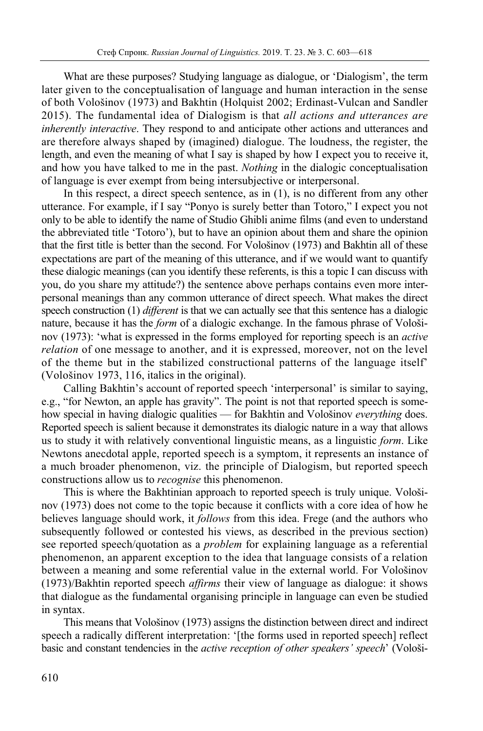What are these purposes? Studying language as dialogue, or 'Dialogism', the term later given to the conceptualisation of language and human interaction in the sense of both Vološinov (1973) and Bakhtin (Holquist 2002; Erdinast-Vulcan and Sandler 2015). The fundamental idea of Dialogism is that *all actions and utterances are inherently interactive*. They respond to and anticipate other actions and utterances and are therefore always shaped by (imagined) dialogue. The loudness, the register, the length, and even the meaning of what I say is shaped by how I expect you to receive it, and how you have talked to me in the past. *Nothing* in the dialogic conceptualisation of language is ever exempt from being intersubjective or interpersonal.

In this respect, a direct speech sentence, as in (1), is no different from any other utterance. For example, if I say "Ponyo is surely better than Totoro," I expect you not only to be able to identify the name of Studio Ghibli anime films (and even to understand the abbreviated title 'Totoro'), but to have an opinion about them and share the opinion that the first title is better than the second. For Vološinov (1973) and Bakhtin all of these expectations are part of the meaning of this utterance, and if we would want to quantify these dialogic meanings (can you identify these referents, is this a topic I can discuss with you, do you share my attitude?) the sentence above perhaps contains even more interpersonal meanings than any common utterance of direct speech. What makes the direct speech construction (1) *different* is that we can actually see that this sentence has a dialogic nature, because it has the *form* of a dialogic exchange. In the famous phrase of Vološinov (1973): 'what is expressed in the forms employed for reporting speech is an *active relation* of one message to another, and it is expressed, moreover, not on the level of the theme but in the stabilized constructional patterns of the language itself' (Vološinov 1973, 116, italics in the original).

Calling Bakhtin's account of reported speech 'interpersonal' is similar to saying, e.g., "for Newton, an apple has gravity". The point is not that reported speech is somehow special in having dialogic qualities — for Bakhtin and Vološinov *everything* does. Reported speech is salient because it demonstrates its dialogic nature in a way that allows us to study it with relatively conventional linguistic means, as a linguistic *form*. Like Newtons anecdotal apple, reported speech is a symptom, it represents an instance of a much broader phenomenon, viz. the principle of Dialogism, but reported speech constructions allow us to *recognise* this phenomenon.

This is where the Bakhtinian approach to reported speech is truly unique. Vološinov (1973) does not come to the topic because it conflicts with a core idea of how he believes language should work, it *follows* from this idea. Frege (and the authors who subsequently followed or contested his views, as described in the previous section) see reported speech/quotation as a *problem* for explaining language as a referential phenomenon, an apparent exception to the idea that language consists of a relation between a meaning and some referential value in the external world. For Vološinov (1973)/Bakhtin reported speech *affirms* their view of language as dialogue: it shows that dialogue as the fundamental organising principle in language can even be studied in syntax.

This means that Vološinov (1973) assigns the distinction between direct and indirect speech a radically different interpretation: '[the forms used in reported speech] reflect basic and constant tendencies in the *active reception of other speakers' speech*' (Vološi-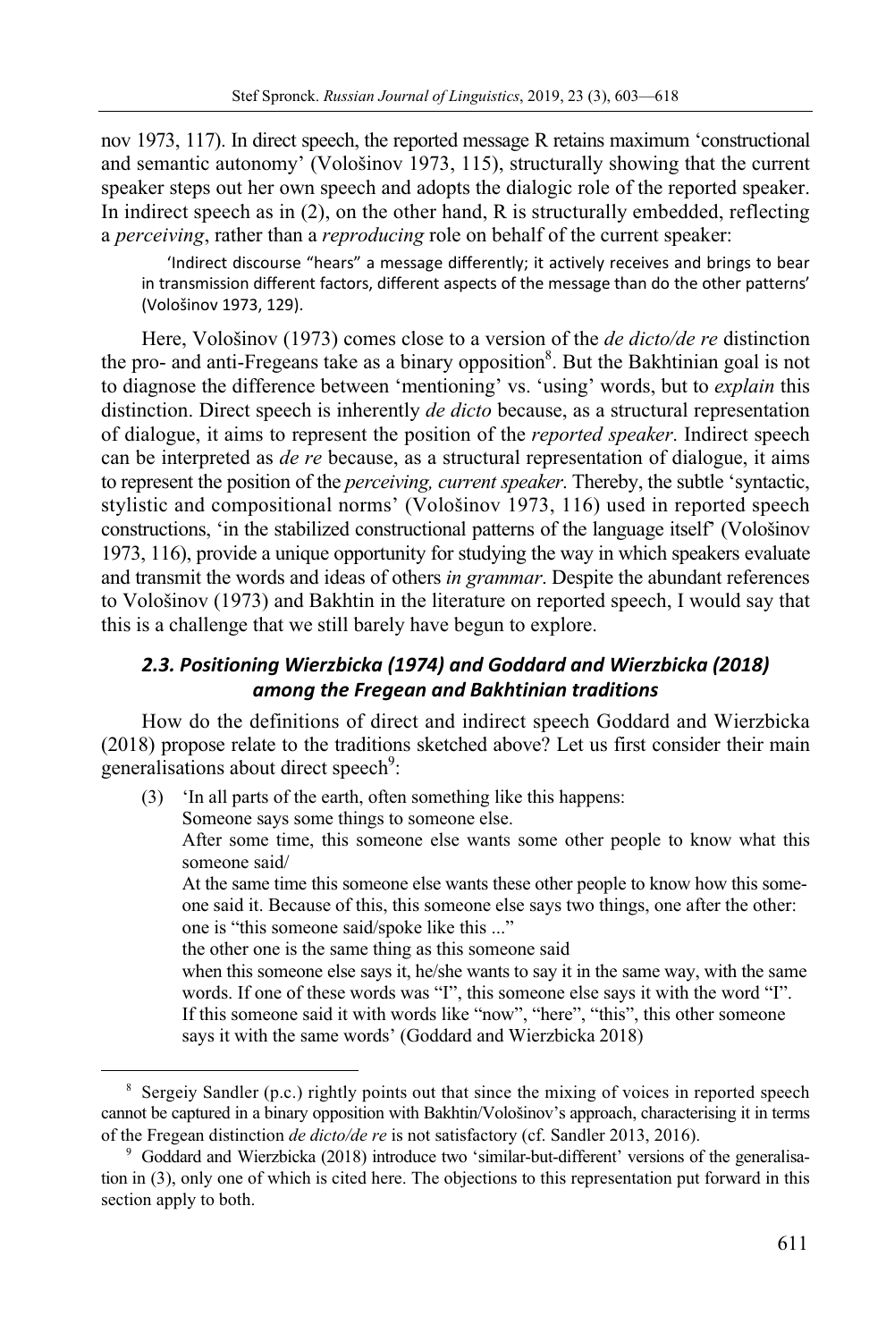nov 1973, 117). In direct speech, the reported message R retains maximum 'constructional and semantic autonomy' (Vološinov 1973, 115), structurally showing that the current speaker steps out her own speech and adopts the dialogic role of the reported speaker. In indirect speech as in (2), on the other hand, R is structurally embedded, reflecting a *perceiving*, rather than a *reproducing* role on behalf of the current speaker:

> 'Indirect discourse "hears" a message differently; it actively receives and brings to bear in transmission different factors, different aspects of the message than do the other patterns' (Vološinov 1973, 129).

Here, Vološinov (1973) comes close to a version of the *de dicto/de re* distinction the pro- and anti-Fregeans take as a binary opposition[8]. But the Bakhtinian goal is not to diagnose the difference between 'mentioning' vs. 'using' words, but to *explain* this distinction. Direct speech is inherently *de dicto* because, as a structural representation of dialogue, it aims to represent the position of the *reported speaker*. Indirect speech can be interpreted as *de re* because, as a structural representation of dialogue, it aims to represent the position of the *perceiving, current speaker*. Thereby, the subtle 'syntactic, stylistic and compositional norms' (Vološinov 1973, 116) used in reported speech constructions, 'in the stabilized constructional patterns of the language itself' (Vološinov 1973, 116), provide a unique opportunity for studying the way in which speakers evaluate and transmit the words and ideas of others *in grammar*. Despite the abundant references to Vološinov (1973) and Bakhtin in the literature on reported speech, I would say that this is a challenge that we still barely have begun to explore.

### *2.3. Positioning Wierzbicka (1974) and Goddard and Wierzbicka (2018) among the Fregean and Bakhtinian traditions*

How do the definitions of direct and indirect speech Goddard and Wierzbicka (2018) propose relate to the traditions sketched above? Let us first consider their main generalisations about direct speech[9]:

(3) 'In all parts of the earth, often something like this happens:
Someone says some things to someone else.
After some time, this someone else wants some other people to know what this someone said/
At the same time this someone else wants these other people to know how this someone said it. Because of this, this someone else says two things, one after the other:
one is "this someone said/spoke like this ..."
the other one is the same thing as this someone said
when this someone else says it, he/she wants to say it in the same way, with the same words. If one of these words was "I", this someone else says it with the word "I".
If this someone said it with words like "now", "here", "this", this other someone says it with the same words' (Goddard and Wierzbicka 2018)

---

[8] Sergeiy Sandler (p.c.) rightly points out that since the mixing of voices in reported speech cannot be captured in a binary opposition with Bakhtin/Vološinov's approach, characterising it in terms of the Fregean distinction *de dicto/de re* is not satisfactory (cf. Sandler 2013, 2016).

[9] Goddard and Wierzbicka (2018) introduce two 'similar-but-different' versions of the generalisation in (3), only one of which is cited here. The objections to this representation put forward in this section apply to both.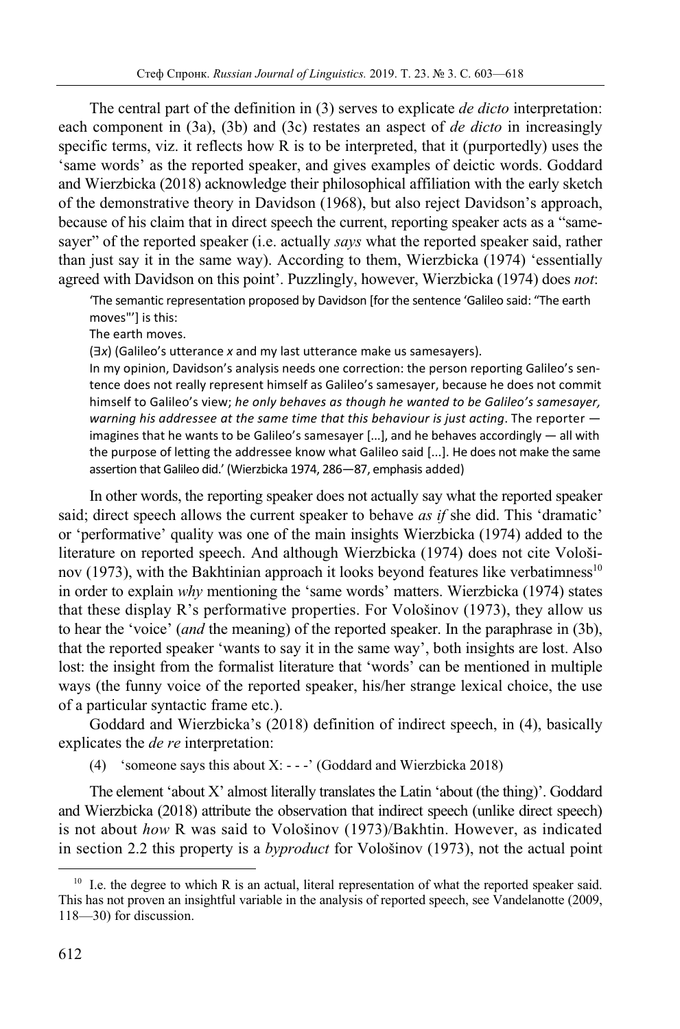The central part of the definition in (3) serves to explicate *de dicto* interpretation: each component in (3a), (3b) and (3c) restates an aspect of *de dicto* in increasingly specific terms, viz. it reflects how R is to be interpreted, that it (purportedly) uses the 'same words' as the reported speaker, and gives examples of deictic words. Goddard and Wierzbicka (2018) acknowledge their philosophical affiliation with the early sketch of the demonstrative theory in Davidson (1968), but also reject Davidson's approach, because of his claim that in direct speech the current, reporting speaker acts as a "samesayer" of the reported speaker (i.e. actually *says* what the reported speaker said, rather than just say it in the same way). According to them, Wierzbicka (1974) 'essentially agreed with Davidson on this point'. Puzzlingly, however, Wierzbicka (1974) does *not*:

> 'The semantic representation proposed by Davidson [for the sentence 'Galileo said: "The earth moves"'] is this:
>
> The earth moves.
>
> (∃*x*) (Galileo's utterance *x* and my last utterance make us samesayers).
>
> In my opinion, Davidson's analysis needs one correction: the person reporting Galileo's sentence does not really represent himself as Galileo's samesayer, because he does not commit himself to Galileo's view; *he only behaves as though he wanted to be Galileo's samesayer, warning his addressee at the same time that this behaviour is just acting*. The reporter — imagines that he wants to be Galileo's samesayer […], and he behaves accordingly — all with the purpose of letting the addressee know what Galileo said [...]. He does not make the same assertion that Galileo did.' (Wierzbicka 1974, 286—87, emphasis added)

In other words, the reporting speaker does not actually say what the reported speaker said; direct speech allows the current speaker to behave *as if* she did. This 'dramatic' or 'performative' quality was one of the main insights Wierzbicka (1974) added to the literature on reported speech. And although Wierzbicka (1974) does not cite Vološinov (1973), with the Bakhtinian approach it looks beyond features like verbatimness[10] in order to explain *why* mentioning the 'same words' matters. Wierzbicka (1974) states that these display R's performative properties. For Vološinov (1973), they allow us to hear the 'voice' (*and* the meaning) of the reported speaker. In the paraphrase in (3b), that the reported speaker 'wants to say it in the same way', both insights are lost. Also lost: the insight from the formalist literature that 'words' can be mentioned in multiple ways (the funny voice of the reported speaker, his/her strange lexical choice, the use of a particular syntactic frame etc.).

Goddard and Wierzbicka's (2018) definition of indirect speech, in (4), basically explicates the *de re* interpretation:

(4) 'someone says this about X: - - -' (Goddard and Wierzbicka 2018)

The element 'about X' almost literally translates the Latin 'about (the thing)'. Goddard and Wierzbicka (2018) attribute the observation that indirect speech (unlike direct speech) is not about *how* R was said to Vološinov (1973)/Bakhtin. However, as indicated in section 2.2 this property is a *byproduct* for Vološinov (1973), not the actual point

[10] I.e. the degree to which R is an actual, literal representation of what the reported speaker said. This has not proven an insightful variable in the analysis of reported speech, see Vandelanotte (2009, 118—30) for discussion.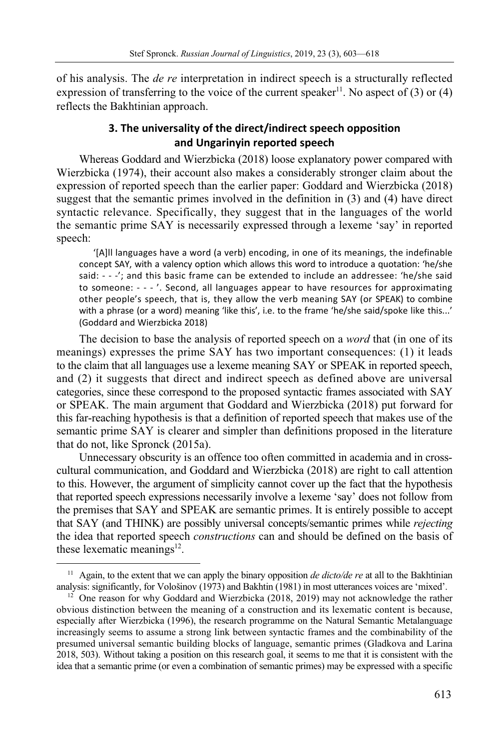of his analysis. The *de re* interpretation in indirect speech is a structurally reflected expression of transferring to the voice of the current speaker[11]. No aspect of (3) or (4) reflects the Bakhtinian approach.

## 3. The universality of the direct/indirect speech opposition and Ungarinyin reported speech

Whereas Goddard and Wierzbicka (2018) loose explanatory power compared with Wierzbicka (1974), their account also makes a considerably stronger claim about the expression of reported speech than the earlier paper: Goddard and Wierzbicka (2018) suggest that the semantic primes involved in the definition in (3) and (4) have direct syntactic relevance. Specifically, they suggest that in the languages of the world the semantic prime SAY is necessarily expressed through a lexeme 'say' in reported speech:

> '[A]ll languages have a word (a verb) encoding, in one of its meanings, the indefinable concept SAY, with a valency option which allows this word to introduce a quotation: 'he/she said: - - -'; and this basic frame can be extended to include an addressee: 'he/she said to someone: - - - '. Second, all languages appear to have resources for approximating other people's speech, that is, they allow the verb meaning SAY (or SPEAK) to combine with a phrase (or a word) meaning 'like this', i.e. to the frame 'he/she said/spoke like this...' (Goddard and Wierzbicka 2018)

The decision to base the analysis of reported speech on a *word* that (in one of its meanings) expresses the prime SAY has two important consequences: (1) it leads to the claim that all languages use a lexeme meaning SAY or SPEAK in reported speech, and (2) it suggests that direct and indirect speech as defined above are universal categories, since these correspond to the proposed syntactic frames associated with SAY or SPEAK. The main argument that Goddard and Wierzbicka (2018) put forward for this far-reaching hypothesis is that a definition of reported speech that makes use of the semantic prime SAY is clearer and simpler than definitions proposed in the literature that do not, like Spronck (2015a).

Unnecessary obscurity is an offence too often committed in academia and in cross-cultural communication, and Goddard and Wierzbicka (2018) are right to call attention to this. However, the argument of simplicity cannot cover up the fact that the hypothesis that reported speech expressions necessarily involve a lexeme 'say' does not follow from the premises that SAY and SPEAK are semantic primes. It is entirely possible to accept that SAY (and THINK) are possibly universal concepts/semantic primes while *rejecting* the idea that reported speech *constructions* can and should be defined on the basis of these lexematic meanings[12].

---

[11] Again, to the extent that we can apply the binary opposition *de dicto/de re* at all to the Bakhtinian analysis: significantly, for Vološinov (1973) and Bakhtin (1981) in most utterances voices are 'mixed'.

[12] One reason for why Goddard and Wierzbicka (2018, 2019) may not acknowledge the rather obvious distinction between the meaning of a construction and its lexematic content is because, especially after Wierzbicka (1996), the research programme on the Natural Semantic Metalanguage increasingly seems to assume a strong link between syntactic frames and the combinability of the presumed universal semantic building blocks of language, semantic primes (Gladkova and Larina 2018, 503). Without taking a position on this research goal, it seems to me that it is consistent with the idea that a semantic prime (or even a combination of semantic primes) may be expressed with a specific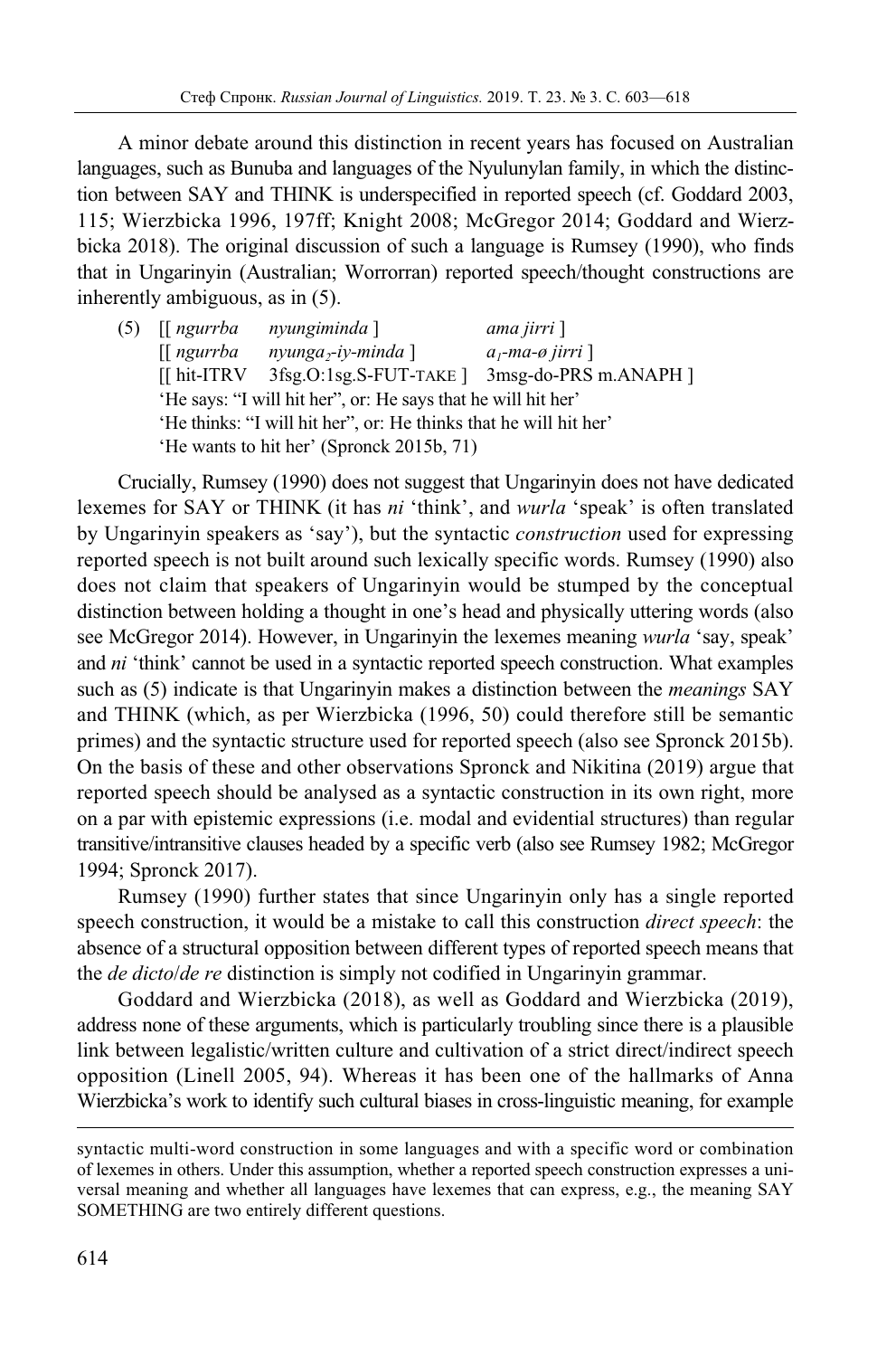A minor debate around this distinction in recent years has focused on Australian languages, such as Bunuba and languages of the Nyulunylan family, in which the distinction between SAY and THINK is underspecified in reported speech (cf. Goddard 2003, 115; Wierzbicka 1996, 197ff; Knight 2008; McGregor 2014; Goddard and Wierzbicka 2018). The original discussion of such a language is Rumsey (1990), who finds that in Ungarinyin (Australian; Worrorran) reported speech/thought constructions are inherently ambiguous, as in (5).

(5) [[ *ngurrba* *nyungiminda* ] *ama jirri* ]
[[ *ngurrba* *nyunga$_2$-iy-minda* ] *a$_1$-ma-ø jirri* ]
[[ hit-ITRV 3fsg.O:1sg.S-FUT-TAKE ] 3msg-do-PRS m.ANAPH ]
'He says: "I will hit her", or: He says that he will hit her'
'He thinks: "I will hit her", or: He thinks that he will hit her'
'He wants to hit her' (Spronck 2015b, 71)

Crucially, Rumsey (1990) does not suggest that Ungarinyin does not have dedicated lexemes for SAY or THINK (it has *ni* 'think', and *wurla* 'speak' is often translated by Ungarinyin speakers as 'say'), but the syntactic *construction* used for expressing reported speech is not built around such lexically specific words. Rumsey (1990) also does not claim that speakers of Ungarinyin would be stumped by the conceptual distinction between holding a thought in one's head and physically uttering words (also see McGregor 2014). However, in Ungarinyin the lexemes meaning *wurla* 'say, speak' and *ni* 'think' cannot be used in a syntactic reported speech construction. What examples such as (5) indicate is that Ungarinyin makes a distinction between the *meanings* SAY and THINK (which, as per Wierzbicka (1996, 50) could therefore still be semantic primes) and the syntactic structure used for reported speech (also see Spronck 2015b). On the basis of these and other observations Spronck and Nikitina (2019) argue that reported speech should be analysed as a syntactic construction in its own right, more on a par with epistemic expressions (i.e. modal and evidential structures) than regular transitive/intransitive clauses headed by a specific verb (also see Rumsey 1982; McGregor 1994; Spronck 2017).

Rumsey (1990) further states that since Ungarinyin only has a single reported speech construction, it would be a mistake to call this construction *direct speech*: the absence of a structural opposition between different types of reported speech means that the *de dicto*/*de re* distinction is simply not codified in Ungarinyin grammar.

Goddard and Wierzbicka (2018), as well as Goddard and Wierzbicka (2019), address none of these arguments, which is particularly troubling since there is a plausible link between legalistic/written culture and cultivation of a strict direct/indirect speech opposition (Linell 2005, 94). Whereas it has been one of the hallmarks of Anna Wierzbicka's work to identify such cultural biases in cross-linguistic meaning, for example

---

syntactic multi-word construction in some languages and with a specific word or combination of lexemes in others. Under this assumption, whether a reported speech construction expresses a universal meaning and whether all languages have lexemes that can express, e.g., the meaning SAY SOMETHING are two entirely different questions.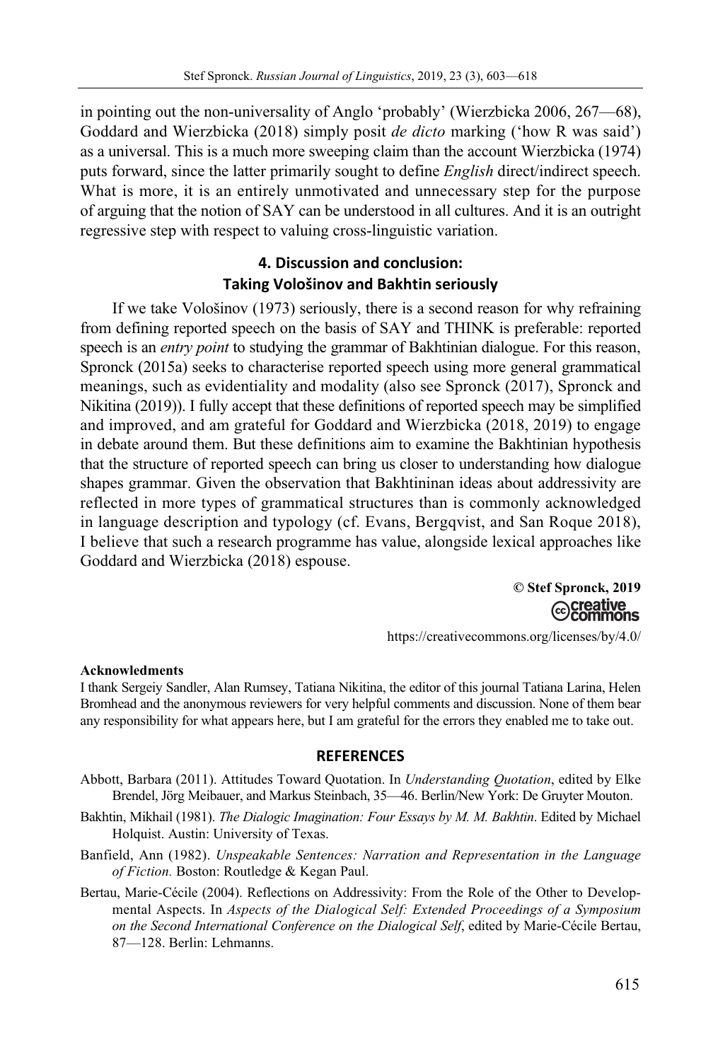in pointing out the non-universality of Anglo 'probably' (Wierzbicka 2006, 267—68), Goddard and Wierzbicka (2018) simply posit *de dicto* marking ('how R was said') as a universal. This is a much more sweeping claim than the account Wierzbicka (1974) puts forward, since the latter primarily sought to define *English* direct/indirect speech. What is more, it is an entirely unmotivated and unnecessary step for the purpose of arguing that the notion of SAY can be understood in all cultures. And it is an outright regressive step with respect to valuing cross-linguistic variation.

## 4. Discussion and conclusion: Taking Vološinov and Bakhtin seriously

If we take Vološinov (1973) seriously, there is a second reason for why refraining from defining reported speech on the basis of SAY and THINK is preferable: reported speech is an *entry point* to studying the grammar of Bakhtinian dialogue. For this reason, Spronck (2015a) seeks to characterise reported speech using more general grammatical meanings, such as evidentiality and modality (also see Spronck (2017), Spronck and Nikitina (2019)). I fully accept that these definitions of reported speech may be simplified and improved, and am grateful for Goddard and Wierzbicka (2018, 2019) to engage in debate around them. But these definitions aim to examine the Bakhtinian hypothesis that the structure of reported speech can bring us closer to understanding how dialogue shapes grammar. Given the observation that Bakhtininan ideas about addressivity are reflected in more types of grammatical structures than is commonly acknowledged in language description and typology (cf. Evans, Bergqvist, and San Roque 2018), I believe that such a research programme has value, alongside lexical approaches like Goddard and Wierzbicka (2018) espouse.

**© Stef Spronck, 2019**

https://creativecommons.org/licenses/by/4.0/

**Acknowledments**

I thank Sergeiy Sandler, Alan Rumsey, Tatiana Nikitina, the editor of this journal Tatiana Larina, Helen Bromhead and the anonymous reviewers for very helpful comments and discussion. None of them bear any responsibility for what appears here, but I am grateful for the errors they enabled me to take out.

## REFERENCES

Abbott, Barbara (2011). Attitudes Toward Quotation. In *Understanding Quotation*, edited by Elke Brendel, Jörg Meibauer, and Markus Steinbach, 35—46. Berlin/New York: De Gruyter Mouton.

Bakhtin, Mikhail (1981). *The Dialogic Imagination: Four Essays by M. M. Bakhtin*. Edited by Michael Holquist. Austin: University of Texas.

Banfield, Ann (1982). *Unspeakable Sentences: Narration and Representation in the Language of Fiction.* Boston: Routledge & Kegan Paul.

Bertau, Marie-Cécile (2004). Reflections on Addressivity: From the Role of the Other to Developmental Aspects. In *Aspects of the Dialogical Self: Extended Proceedings of a Symposium on the Second International Conference on the Dialogical Self*, edited by Marie-Cécile Bertau, 87—128. Berlin: Lehmanns.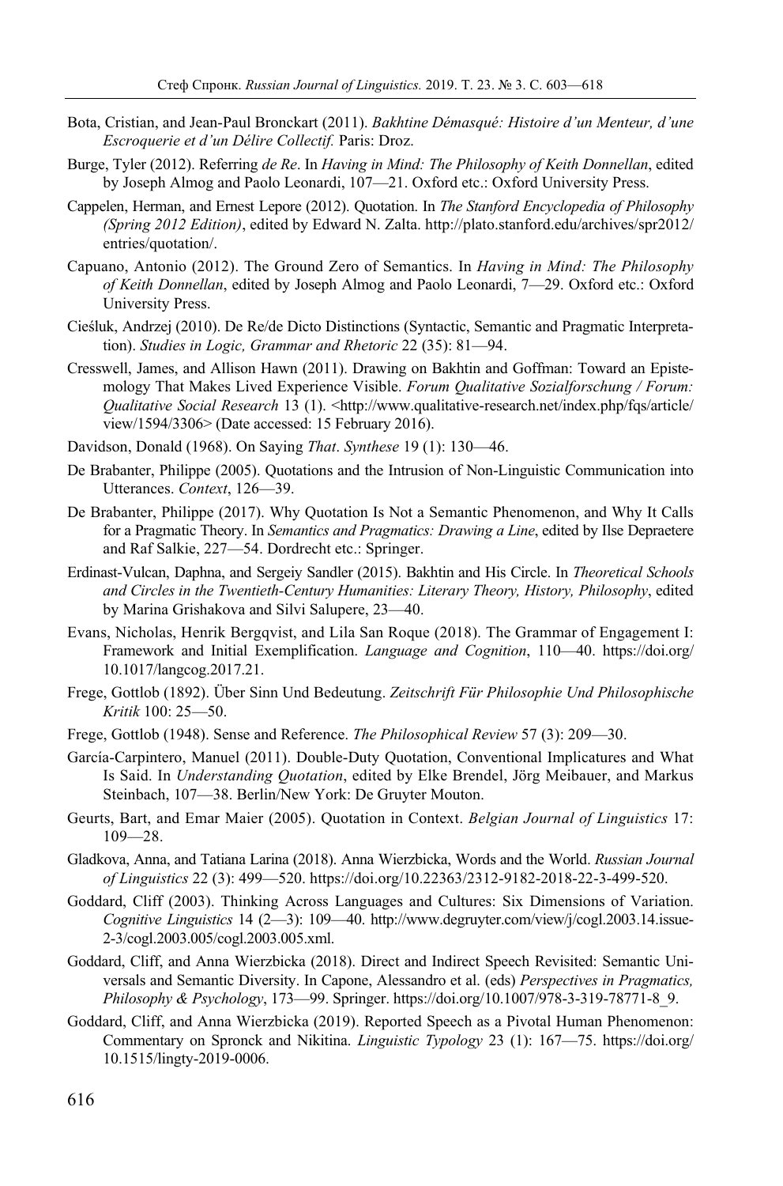Bota, Cristian, and Jean-Paul Bronckart (2011). *Bakhtine Démasqué: Histoire d'un Menteur, d'une Escroquerie et d'un Délire Collectif.* Paris: Droz.

Burge, Tyler (2012). Referring *de Re*. In *Having in Mind: The Philosophy of Keith Donnellan*, edited by Joseph Almog and Paolo Leonardi, 107—21. Oxford etc.: Oxford University Press.

Cappelen, Herman, and Ernest Lepore (2012). Quotation. In *The Stanford Encyclopedia of Philosophy (Spring 2012 Edition)*, edited by Edward N. Zalta. http://plato.stanford.edu/archives/spr2012/entries/quotation/.

Capuano, Antonio (2012). The Ground Zero of Semantics. In *Having in Mind: The Philosophy of Keith Donnellan*, edited by Joseph Almog and Paolo Leonardi, 7—29. Oxford etc.: Oxford University Press.

Cieśluk, Andrzej (2010). De Re/de Dicto Distinctions (Syntactic, Semantic and Pragmatic Interpretation). *Studies in Logic, Grammar and Rhetoric* 22 (35): 81—94.

Cresswell, James, and Allison Hawn (2011). Drawing on Bakhtin and Goffman: Toward an Epistemology That Makes Lived Experience Visible. *Forum Qualitative Sozialforschung / Forum: Qualitative Social Research* 13 (1). <http://www.qualitative-research.net/index.php/fqs/article/view/1594/3306> (Date accessed: 15 February 2016).

Davidson, Donald (1968). On Saying *That*. *Synthese* 19 (1): 130—46.

De Brabanter, Philippe (2005). Quotations and the Intrusion of Non-Linguistic Communication into Utterances. *Context*, 126—39.

De Brabanter, Philippe (2017). Why Quotation Is Not a Semantic Phenomenon, and Why It Calls for a Pragmatic Theory. In *Semantics and Pragmatics: Drawing a Line*, edited by Ilse Depraetere and Raf Salkie, 227—54. Dordrecht etc.: Springer.

Erdinast-Vulcan, Daphna, and Sergeiy Sandler (2015). Bakhtin and His Circle. In *Theoretical Schools and Circles in the Twentieth-Century Humanities: Literary Theory, History, Philosophy*, edited by Marina Grishakova and Silvi Salupere, 23—40.

Evans, Nicholas, Henrik Bergqvist, and Lila San Roque (2018). The Grammar of Engagement I: Framework and Initial Exemplification. *Language and Cognition*, 110—40. https://doi.org/10.1017/langcog.2017.21.

Frege, Gottlob (1892). Über Sinn Und Bedeutung. *Zeitschrift Für Philosophie Und Philosophische Kritik* 100: 25—50.

Frege, Gottlob (1948). Sense and Reference. *The Philosophical Review* 57 (3): 209—30.

García-Carpintero, Manuel (2011). Double-Duty Quotation, Conventional Implicatures and What Is Said. In *Understanding Quotation*, edited by Elke Brendel, Jörg Meibauer, and Markus Steinbach, 107—38. Berlin/New York: De Gruyter Mouton.

Geurts, Bart, and Emar Maier (2005). Quotation in Context. *Belgian Journal of Linguistics* 17: 109—28.

Gladkova, Anna, and Tatiana Larina (2018). Anna Wierzbicka, Words and the World. *Russian Journal of Linguistics* 22 (3): 499—520. https://doi.org/10.22363/2312-9182-2018-22-3-499-520.

Goddard, Cliff (2003). Thinking Across Languages and Cultures: Six Dimensions of Variation. *Cognitive Linguistics* 14 (2—3): 109—40. http://www.degruyter.com/view/j/cogl.2003.14.issue-2-3/cogl.2003.005/cogl.2003.005.xml.

Goddard, Cliff, and Anna Wierzbicka (2018). Direct and Indirect Speech Revisited: Semantic Universals and Semantic Diversity. In Capone, Alessandro et al. (eds) *Perspectives in Pragmatics, Philosophy & Psychology*, 173—99. Springer. https://doi.org/10.1007/978-3-319-78771-8_9.

Goddard, Cliff, and Anna Wierzbicka (2019). Reported Speech as a Pivotal Human Phenomenon: Commentary on Spronck and Nikitina. *Linguistic Typology* 23 (1): 167—75. https://doi.org/10.1515/lingty-2019-0006.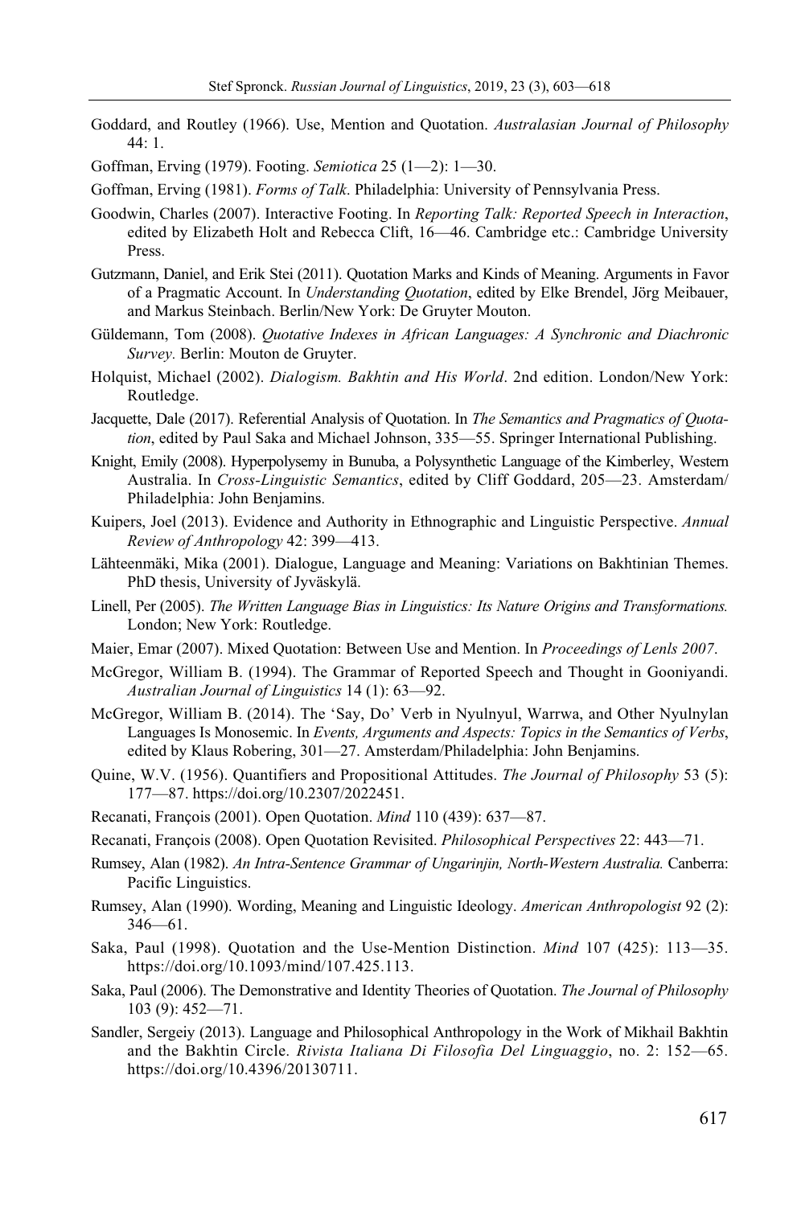Goddard, and Routley (1966). Use, Mention and Quotation. *Australasian Journal of Philosophy* 44: 1.

Goffman, Erving (1979). Footing. *Semiotica* 25 (1—2): 1—30.

Goffman, Erving (1981). *Forms of Talk*. Philadelphia: University of Pennsylvania Press.

Goodwin, Charles (2007). Interactive Footing. In *Reporting Talk: Reported Speech in Interaction*, edited by Elizabeth Holt and Rebecca Clift, 16—46. Cambridge etc.: Cambridge University Press.

Gutzmann, Daniel, and Erik Stei (2011). Quotation Marks and Kinds of Meaning. Arguments in Favor of a Pragmatic Account. In *Understanding Quotation*, edited by Elke Brendel, Jörg Meibauer, and Markus Steinbach. Berlin/New York: De Gruyter Mouton.

Güldemann, Tom (2008). *Quotative Indexes in African Languages: A Synchronic and Diachronic Survey.* Berlin: Mouton de Gruyter.

Holquist, Michael (2002). *Dialogism. Bakhtin and His World*. 2nd edition. London/New York: Routledge.

Jacquette, Dale (2017). Referential Analysis of Quotation. In *The Semantics and Pragmatics of Quotation*, edited by Paul Saka and Michael Johnson, 335—55. Springer International Publishing.

Knight, Emily (2008). Hyperpolysemy in Bunuba, a Polysynthetic Language of the Kimberley, Western Australia. In *Cross-Linguistic Semantics*, edited by Cliff Goddard, 205—23. Amsterdam/ Philadelphia: John Benjamins.

Kuipers, Joel (2013). Evidence and Authority in Ethnographic and Linguistic Perspective. *Annual Review of Anthropology* 42: 399—413.

Lähteenmäki, Mika (2001). Dialogue, Language and Meaning: Variations on Bakhtinian Themes. PhD thesis, University of Jyväskylä.

Linell, Per (2005). *The Written Language Bias in Linguistics: Its Nature Origins and Transformations.* London; New York: Routledge.

Maier, Emar (2007). Mixed Quotation: Between Use and Mention. In *Proceedings of Lenls 2007*.

McGregor, William B. (1994). The Grammar of Reported Speech and Thought in Gooniyandi. *Australian Journal of Linguistics* 14 (1): 63—92.

McGregor, William B. (2014). The 'Say, Do' Verb in Nyulnyul, Warrwa, and Other Nyulnylan Languages Is Monosemic. In *Events, Arguments and Aspects: Topics in the Semantics of Verbs*, edited by Klaus Robering, 301—27. Amsterdam/Philadelphia: John Benjamins.

Quine, W.V. (1956). Quantifiers and Propositional Attitudes. *The Journal of Philosophy* 53 (5): 177—87. https://doi.org/10.2307/2022451.

Recanati, François (2001). Open Quotation. *Mind* 110 (439): 637—87.

Recanati, François (2008). Open Quotation Revisited. *Philosophical Perspectives* 22: 443—71.

Rumsey, Alan (1982). *An Intra-Sentence Grammar of Ungarinjin, North-Western Australia.* Canberra: Pacific Linguistics.

Rumsey, Alan (1990). Wording, Meaning and Linguistic Ideology. *American Anthropologist* 92 (2): 346—61.

Saka, Paul (1998). Quotation and the Use-Mention Distinction. *Mind* 107 (425): 113—35. https://doi.org/10.1093/mind/107.425.113.

Saka, Paul (2006). The Demonstrative and Identity Theories of Quotation. *The Journal of Philosophy* 103 (9): 452—71.

Sandler, Sergeiy (2013). Language and Philosophical Anthropology in the Work of Mikhail Bakhtin and the Bakhtin Circle. *Rivista Italiana Di Filosofia Del Linguaggio*, no. 2: 152—65. https://doi.org/10.4396/20130711.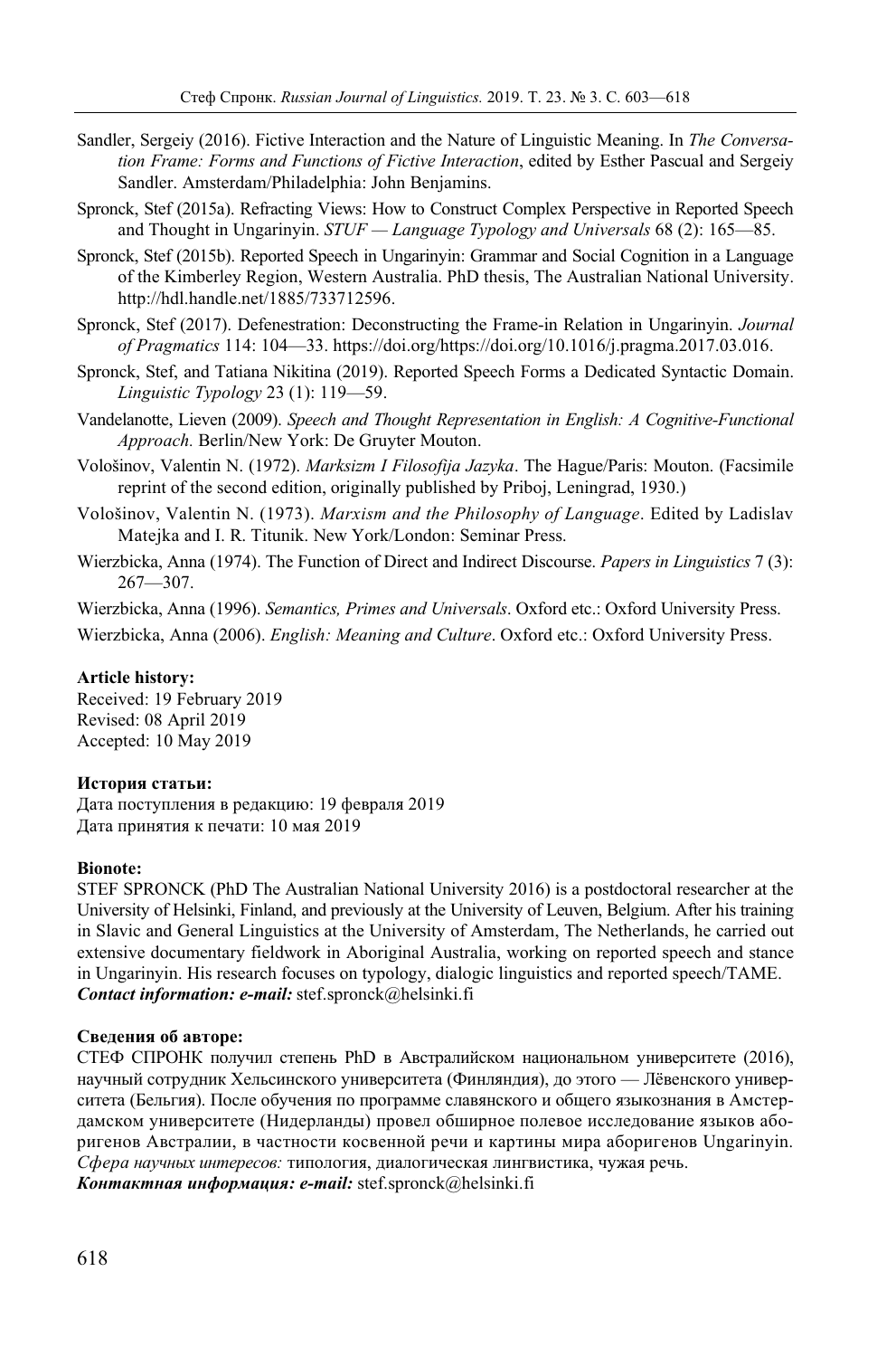Sandler, Sergeiy (2016). Fictive Interaction and the Nature of Linguistic Meaning. In *The Conversation Frame: Forms and Functions of Fictive Interaction*, edited by Esther Pascual and Sergeiy Sandler. Amsterdam/Philadelphia: John Benjamins.

Spronck, Stef (2015a). Refracting Views: How to Construct Complex Perspective in Reported Speech and Thought in Ungarinyin. *STUF — Language Typology and Universals* 68 (2): 165—85.

Spronck, Stef (2015b). Reported Speech in Ungarinyin: Grammar and Social Cognition in a Language of the Kimberley Region, Western Australia. PhD thesis, The Australian National University. http://hdl.handle.net/1885/733712596.

Spronck, Stef (2017). Defenestration: Deconstructing the Frame-in Relation in Ungarinyin. *Journal of Pragmatics* 114: 104—33. https://doi.org/https://doi.org/10.1016/j.pragma.2017.03.016.

Spronck, Stef, and Tatiana Nikitina (2019). Reported Speech Forms a Dedicated Syntactic Domain. *Linguistic Typology* 23 (1): 119—59.

Vandelanotte, Lieven (2009). *Speech and Thought Representation in English: A Cognitive-Functional Approach.* Berlin/New York: De Gruyter Mouton.

Vološinov, Valentin N. (1972). *Marksizm I Filosofija Jazyka*. The Hague/Paris: Mouton. (Facsimile reprint of the second edition, originally published by Priboj, Leningrad, 1930.)

Vološinov, Valentin N. (1973). *Marxism and the Philosophy of Language*. Edited by Ladislav Matejka and I. R. Titunik. New York/London: Seminar Press.

Wierzbicka, Anna (1974). The Function of Direct and Indirect Discourse. *Papers in Linguistics* 7 (3): 267—307.

Wierzbicka, Anna (1996). *Semantics, Primes and Universals*. Oxford etc.: Oxford University Press.

Wierzbicka, Anna (2006). *English: Meaning and Culture*. Oxford etc.: Oxford University Press.

**Article history:**
Received: 19 February 2019
Revised: 08 April 2019
Accepted: 10 May 2019

**История статьи:**
Дата поступления в редакцию: 19 февраля 2019
Дата принятия к печати: 10 мая 2019

**Bionote:**
STEF SPRONCK (PhD The Australian National University 2016) is a postdoctoral researcher at the University of Helsinki, Finland, and previously at the University of Leuven, Belgium. After his training in Slavic and General Linguistics at the University of Amsterdam, The Netherlands, he carried out extensive documentary fieldwork in Aboriginal Australia, working on reported speech and stance in Ungarinyin. His research focuses on typology, dialogic linguistics and reported speech/TAME.
***Contact information: e-mail:*** stef.spronck@helsinki.fi

**Сведения об авторе:**
СТЕФ СПРОНК получил степень PhD в Австралийском национальном университете (2016), научный сотрудник Хельсинского университета (Финляндия), до этого — Лёвенского университета (Бельгия). После обучения по программе славянского и общего языкознания в Амстердамском университете (Нидерланды) провел обширное полевое исследование языков аборигенов Австралии, в частности косвенной речи и картины мира аборигенов Ungarinyin.
*Сфера научных интересов:* типология, диалогическая лингвистика, чужая речь.
***Контактная информация: e-mail:*** stef.spronck@helsinki.fi